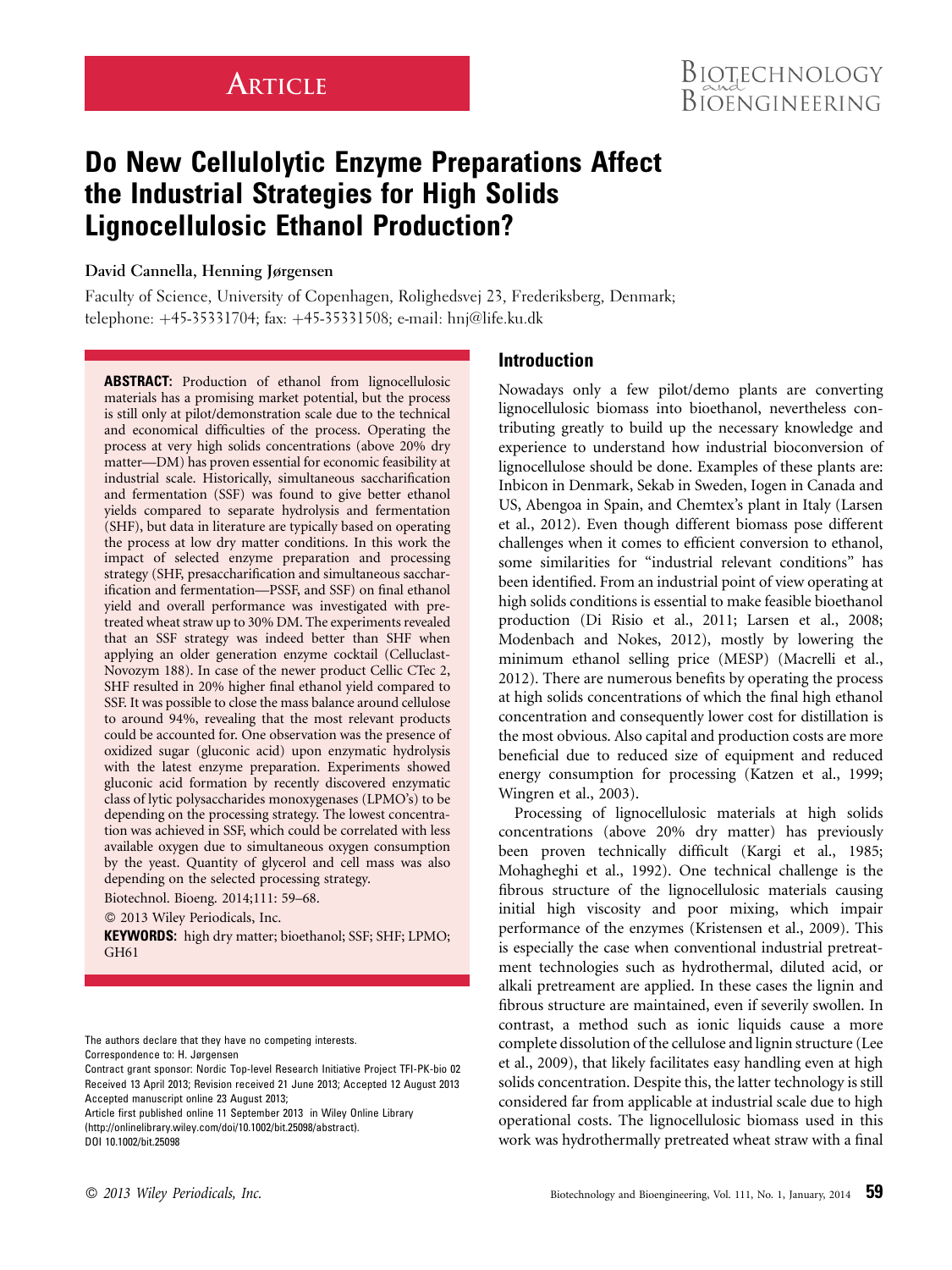Article

# Do New Cellulolytic Enzyme Preparations Affect the Industrial Strategies for High Solids Lignocellulosic Ethanol Production?

**David Cannella, Henning Jørgensen**

Faculty of Science, University of Copenhagen, Rolighedsvej 23, Frederiksberg, Denmark; telephone: +45-35331704; fax: +45-35331508; e-mail: hnj@life.ku.dk

**ABSTRACT:** Production of ethanol from lignocellulosic materials has a promising market potential, but the process is still only at pilot/demonstration scale due to the technical and economical difficulties of the process. Operating the process at very high solids concentrations (above 20% dry matter—DM) has proven essential for economic feasibility at industrial scale. Historically, simultaneous saccharification and fermentation (SSF) was found to give better ethanol yields compared to separate hydrolysis and fermentation (SHF), but data in literature are typically based on operating the process at low dry matter conditions. In this work the impact of selected enzyme preparation and processing strategy (SHF, presaccharification and simultaneous saccharification and fermentation—PSSF, and SSF) on final ethanol yield and overall performance was investigated with pretreated wheat straw up to 30% DM. The experiments revealed that an SSF strategy was indeed better than SHF when applying an older generation enzyme cocktail (Celluclast-Novozym 188). In case of the newer product Cellic CTec 2, SHF resulted in 20% higher final ethanol yield compared to SSF. It was possible to close the mass balance around cellulose to around 94%, revealing that the most relevant products could be accounted for. One observation was the presence of oxidized sugar (gluconic acid) upon enzymatic hydrolysis with the latest enzyme preparation. Experiments showed gluconic acid formation by recently discovered enzymatic class of lytic polysaccharides monoxygenases (LPMO's) to be depending on the processing strategy. The lowest concentration was achieved in SSF, which could be correlated with less available oxygen due to simultaneous oxygen consumption by the yeast. Quantity of glycerol and cell mass was also depending on the selected processing strategy.

Biotechnol. Bioeng. 2014;111: 59–68.

© 2013 Wiley Periodicals, Inc.

**KEYWORDS:** high dry matter; bioethanol; SSF; SHF; LPMO; GH61

The authors declare that they have no competing interests.
Correspondence to: H. Jørgensen
Contract grant sponsor: Nordic Top-level Research Initiative Project TFI-PK-bio 02
Received 13 April 2013; Revision received 21 June 2013; Accepted 12 August 2013
Accepted manuscript online 23 August 2013;
Article first published online 11 September 2013 in Wiley Online Library (http://onlinelibrary.wiley.com/doi/10.1002/bit.25098/abstract).
DOI 10.1002/bit.25098

## Introduction

Nowadays only a few pilot/demo plants are converting lignocellulosic biomass into bioethanol, nevertheless contributing greatly to build up the necessary knowledge and experience to understand how industrial bioconversion of lignocellulose should be done. Examples of these plants are: Inbicon in Denmark, Sekab in Sweden, Iogen in Canada and US, Abengoa in Spain, and Chemtex's plant in Italy (Larsen et al., 2012). Even though different biomass pose different challenges when it comes to efficient conversion to ethanol, some similarities for "industrial relevant conditions" has been identified. From an industrial point of view operating at high solids conditions is essential to make feasible bioethanol production (Di Risio et al., 2011; Larsen et al., 2008; Modenbach and Nokes, 2012), mostly by lowering the minimum ethanol selling price (MESP) (Macrelli et al., 2012). There are numerous benefits by operating the process at high solids concentrations of which the final high ethanol concentration and consequently lower cost for distillation is the most obvious. Also capital and production costs are more beneficial due to reduced size of equipment and reduced energy consumption for processing (Katzen et al., 1999; Wingren et al., 2003).

Processing of lignocellulosic materials at high solids concentrations (above 20% dry matter) has previously been proven technically difficult (Kargi et al., 1985; Mohagheghi et al., 1992). One technical challenge is the fibrous structure of the lignocellulosic materials causing initial high viscosity and poor mixing, which impair performance of the enzymes (Kristensen et al., 2009). This is especially the case when conventional industrial pretreatment technologies such as hydrothermal, diluted acid, or alkali pretreament are applied. In these cases the lignin and fibrous structure are maintained, even if severily swollen. In contrast, a method such as ionic liquids cause a more complete dissolution of the cellulose and lignin structure (Lee et al., 2009), that likely facilitates easy handling even at high solids concentration. Despite this, the latter technology is still considered far from applicable at industrial scale due to high operational costs. The lignocellulosic biomass used in this work was hydrothermally pretreated wheat straw with a final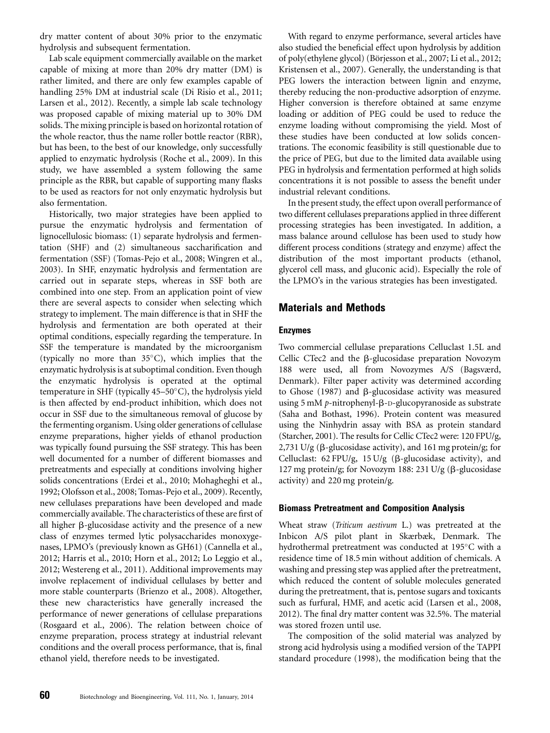dry matter content of about 30% prior to the enzymatic hydrolysis and subsequent fermentation.

Lab scale equipment commercially available on the market capable of mixing at more than 20% dry matter (DM) is rather limited, and there are only few examples capable of handling 25% DM at industrial scale (Di Risio et al., 2011; Larsen et al., 2012). Recently, a simple lab scale technology was proposed capable of mixing material up to 30% DM solids. The mixing principle is based on horizontal rotation of the whole reactor, thus the name roller bottle reactor (RBR), but has been, to the best of our knowledge, only successfully applied to enzymatic hydrolysis (Roche et al., 2009). In this study, we have assembled a system following the same principle as the RBR, but capable of supporting many flasks to be used as reactors for not only enzymatic hydrolysis but also fermentation.

Historically, two major strategies have been applied to pursue the enzymatic hydrolysis and fermentation of lignocellulosic biomass: (1) separate hydrolysis and fermentation (SHF) and (2) simultaneous saccharification and fermentation (SSF) (Tomas-Pejo et al., 2008; Wingren et al., 2003). In SHF, enzymatic hydrolysis and fermentation are carried out in separate steps, whereas in SSF both are combined into one step. From an application point of view there are several aspects to consider when selecting which strategy to implement. The main difference is that in SHF the hydrolysis and fermentation are both operated at their optimal conditions, especially regarding the temperature. In SSF the temperature is mandated by the microorganism (typically no more than 35°C), which implies that the enzymatic hydrolysis is at suboptimal condition. Even though the enzymatic hydrolysis is operated at the optimal temperature in SHF (typically 45–50°C), the hydrolysis yield is then affected by end-product inhibition, which does not occur in SSF due to the simultaneous removal of glucose by the fermenting organism. Using older generations of cellulase enzyme preparations, higher yields of ethanol production was typically found pursuing the SSF strategy. This has been well documented for a number of different biomasses and pretreatments and especially at conditions involving higher solids concentrations (Erdei et al., 2010; Mohagheghi et al., 1992; Olofsson et al., 2008; Tomas-Pejo et al., 2009). Recently, new cellulases preparations have been developed and made commercially available. The characteristics of these are first of all higher β-glucosidase activity and the presence of a new class of enzymes termed lytic polysaccharides monoxygenases, LPMO's (previously known as GH61) (Cannella et al., 2012; Harris et al., 2010; Horn et al., 2012; Lo Leggio et al., 2012; Westereng et al., 2011). Additional improvements may involve replacement of individual cellulases by better and more stable counterparts (Brienzo et al., 2008). Altogether, these new characteristics have generally increased the performance of newer generations of cellulase preparations (Rosgaard et al., 2006). The relation between choice of enzyme preparation, process strategy at industrial relevant conditions and the overall process performance, that is, final ethanol yield, therefore needs to be investigated.

With regard to enzyme performance, several articles have also studied the beneficial effect upon hydrolysis by addition of poly(ethylene glycol) (Börjesson et al., 2007; Li et al., 2012; Kristensen et al., 2007). Generally, the understanding is that PEG lowers the interaction between lignin and enzyme, thereby reducing the non-productive adsorption of enzyme. Higher conversion is therefore obtained at same enzyme loading or addition of PEG could be used to reduce the enzyme loading without compromising the yield. Most of these studies have been conducted at low solids concentrations. The economic feasibility is still questionable due to the price of PEG, but due to the limited data available using PEG in hydrolysis and fermentation performed at high solids concentrations it is not possible to assess the benefit under industrial relevant conditions.

In the present study, the effect upon overall performance of two different cellulases preparations applied in three different processing strategies has been investigated. In addition, a mass balance around cellulose has been used to study how different process conditions (strategy and enzyme) affect the distribution of the most important products (ethanol, glycerol cell mass, and gluconic acid). Especially the role of the LPMO's in the various strategies has been investigated.

## Materials and Methods

### Enzymes

Two commercial cellulase preparations Celluclast 1.5L and Cellic CTec2 and the β-glucosidase preparation Novozym 188 were used, all from Novozymes A/S (Bagsværd, Denmark). Filter paper activity was determined according to Ghose (1987) and β-glucosidase activity was measured using 5 mM *p*-nitrophenyl-β-D-glucopyranoside as substrate (Saha and Bothast, 1996). Protein content was measured using the Ninhydrin assay with BSA as protein standard (Starcher, 2001). The results for Cellic CTec2 were: 120 FPU/g, 2,731 U/g (β-glucosidase activity), and 161 mg protein/g; for Celluclast: 62 FPU/g, 15 U/g (β-glucosidase activity), and 127 mg protein/g; for Novozym 188: 231 U/g (β-glucosidase activity) and 220 mg protein/g.

### Biomass Pretreatment and Composition Analysis

Wheat straw (*Triticum aestivum* L.) was pretreated at the Inbicon A/S pilot plant in Skærbæk, Denmark. The hydrothermal pretreatment was conducted at 195°C with a residence time of 18.5 min without addition of chemicals. A washing and pressing step was applied after the pretreatment, which reduced the content of soluble molecules generated during the pretreatment, that is, pentose sugars and toxicants such as furfural, HMF, and acetic acid (Larsen et al., 2008, 2012). The final dry matter content was 32.5%. The material was stored frozen until use.

The composition of the solid material was analyzed by strong acid hydrolysis using a modified version of the TAPPI standard procedure (1998), the modification being that the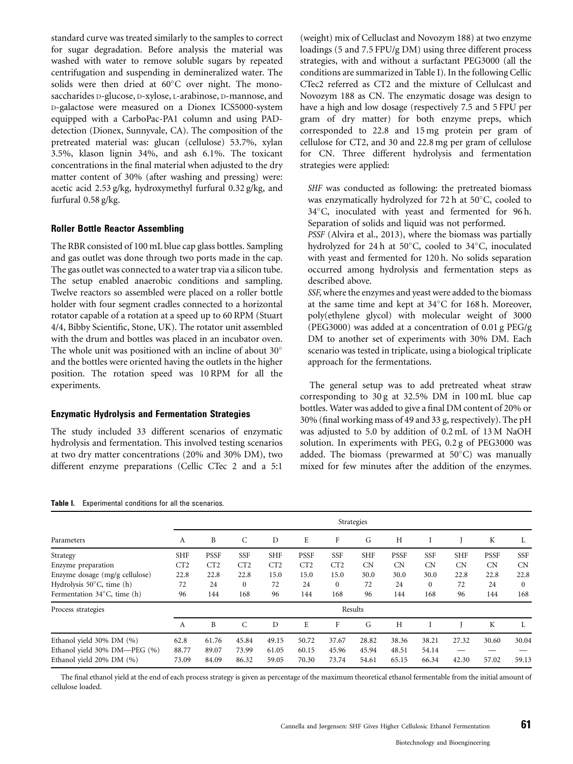standard curve was treated similarly to the samples to correct for sugar degradation. Before analysis the material was washed with water to remove soluble sugars by repeated centrifugation and suspending in demineralized water. The solids were then dried at 60°C over night. The monosaccharides D-glucose, D-xylose, L-arabinose, D-mannose, and D-galactose were measured on a Dionex ICS5000-system equipped with a CarboPac-PA1 column and using PAD-detection (Dionex, Sunnyvale, CA). The composition of the pretreated material was: glucan (cellulose) 53.7%, xylan 3.5%, klason lignin 34%, and ash 6.1%. The toxicant concentrations in the final material when adjusted to the dry matter content of 30% (after washing and pressing) were: acetic acid 2.53 g/kg, hydroxymethyl furfural 0.32 g/kg, and furfural 0.58 g/kg.

### Roller Bottle Reactor Assembling

The RBR consisted of 100 mL blue cap glass bottles. Sampling and gas outlet was done through two ports made in the cap. The gas outlet was connected to a water trap via a silicon tube. The setup enabled anaerobic conditions and sampling. Twelve reactors so assembled were placed on a roller bottle holder with four segment cradles connected to a horizontal rotator capable of a rotation at a speed up to 60 RPM (Stuart 4/4, Bibby Scientific, Stone, UK). The rotator unit assembled with the drum and bottles was placed in an incubator oven. The whole unit was positioned with an incline of about 30° and the bottles were oriented having the outlets in the higher position. The rotation speed was 10 RPM for all the experiments.

### Enzymatic Hydrolysis and Fermentation Strategies

The study included 33 different scenarios of enzymatic hydrolysis and fermentation. This involved testing scenarios at two dry matter concentrations (20% and 30% DM), two different enzyme preparations (Cellic CTec 2 and a 5:1 (weight) mix of Celluclast and Novozym 188) at two enzyme loadings (5 and 7.5 FPU/g DM) using three different process strategies, with and without a surfactant PEG3000 (all the conditions are summarized in Table I). In the following Cellic CTec2 referred as CT2 and the mixture of Cellulcast and Novozym 188 as CN. The enzymatic dosage was design to have a high and low dosage (respectively 7.5 and 5 FPU per gram of dry matter) for both enzyme preps, which corresponded to 22.8 and 15 mg protein per gram of cellulose for CT2, and 30 and 22.8 mg per gram of cellulose for CN. Three different hydrolysis and fermentation strategies were applied:

*SHF* was conducted as following: the pretreated biomass was enzymatically hydrolyzed for 72 h at 50°C, cooled to 34°C, inoculated with yeast and fermented for 96 h. Separation of solids and liquid was not performed.

*PSSF* (Alvira et al., 2013), where the biomass was partially hydrolyzed for 24 h at 50°C, cooled to 34°C, inoculated with yeast and fermented for 120 h. No solids separation occurred among hydrolysis and fermentation steps as described above.

*SSF*, where the enzymes and yeast were added to the biomass at the same time and kept at 34°C for 168 h. Moreover, poly(ethylene glycol) with molecular weight of 3000 (PEG3000) was added at a concentration of 0.01 g PEG/g DM to another set of experiments with 30% DM. Each scenario was tested in triplicate, using a biological triplicate approach for the fermentations.

The general setup was to add pretreated wheat straw corresponding to 30 g at 32.5% DM in 100 mL blue cap bottles. Water was added to give a final DM content of 20% or 30% (final working mass of 49 and 33 g, respectively). The pH was adjusted to 5.0 by addition of 0.2 mL of 13 M NaOH solution. In experiments with PEG, 0.2 g of PEG3000 was added. The biomass (prewarmed at 50°C) was manually mixed for few minutes after the addition of the enzymes.

**Table I.** Experimental conditions for all the scenarios.

| | Strategies | | | | | | | | | | | |
|---|---|---|---|---|---|---|---|---|---|---|---|---|
| Parameters | A | B | C | D | E | F | G | H | I | J | K | L |
| Strategy | SHF | PSSF | SSF | SHF | PSSF | SSF | SHF | PSSF | SSF | SHF | PSSF | SSF |
| Enzyme preparation | CT2 | CT2 | CT2 | CT2 | CT2 | CT2 | CN | CN | CN | CN | CN | CN |
| Enzyme dosage (mg/g cellulose) | 22.8 | 22.8 | 22.8 | 15.0 | 15.0 | 15.0 | 30.0 | 30.0 | 30.0 | 22.8 | 22.8 | 22.8 |
| Hydrolysis 50°C, time (h) | 72 | 24 | 0 | 72 | 24 | 0 | 72 | 24 | 0 | 72 | 24 | 0 |
| Fermentation 34°C, time (h) | 96 | 144 | 168 | 96 | 144 | 168 | 96 | 144 | 168 | 96 | 144 | 168 |
| Process strategies | Results | | | | | | | | | | | |
| | A | B | C | D | E | F | G | H | I | J | K | L |
| Ethanol yield 30% DM (%) | 62.8 | 61.76 | 45.84 | 49.15 | 50.72 | 37.67 | 28.82 | 38.36 | 38.21 | 27.32 | 30.60 | 30.04 |
| Ethanol yield 30% DM—PEG (%) | 88.77 | 89.07 | 73.99 | 61.05 | 60.15 | 45.96 | 45.94 | 48.51 | 54.14 | — | — | — |
| Ethanol yield 20% DM (%) | 73.09 | 84.09 | 86.32 | 59.05 | 70.30 | 73.74 | 54.61 | 65.15 | 66.34 | 42.30 | 57.02 | 59.13 |

The final ethanol yield at the end of each process strategy is given as percentage of the maximum theoretical ethanol fermentable from the initial amount of cellulose loaded.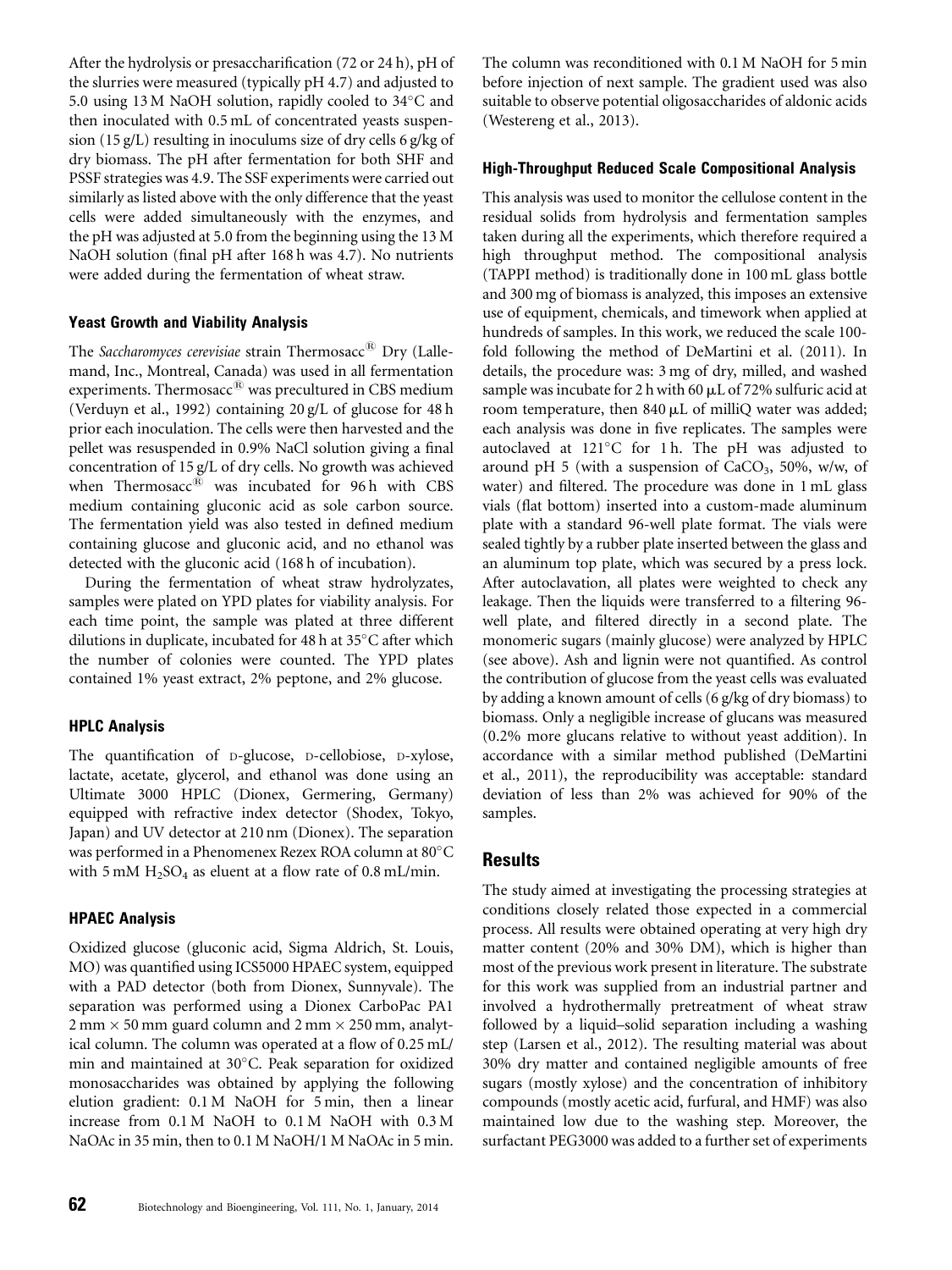After the hydrolysis or presaccharification (72 or 24 h), pH of the slurries were measured (typically pH 4.7) and adjusted to 5.0 using 13 M NaOH solution, rapidly cooled to 34°C and then inoculated with 0.5 mL of concentrated yeasts suspension (15 g/L) resulting in inoculums size of dry cells 6 g/kg of dry biomass. The pH after fermentation for both SHF and PSSF strategies was 4.9. The SSF experiments were carried out similarly as listed above with the only difference that the yeast cells were added simultaneously with the enzymes, and the pH was adjusted at 5.0 from the beginning using the 13 M NaOH solution (final pH after 168 h was 4.7). No nutrients were added during the fermentation of wheat straw.

### Yeast Growth and Viability Analysis

The *Saccharomyces cerevisiae* strain Thermosacc® Dry (Lallemand, Inc., Montreal, Canada) was used in all fermentation experiments. Thermosacc® was precultured in CBS medium (Verduyn et al., 1992) containing 20 g/L of glucose for 48 h prior each inoculation. The cells were then harvested and the pellet was resuspended in 0.9% NaCl solution giving a final concentration of 15 g/L of dry cells. No growth was achieved when Thermosacc® was incubated for 96 h with CBS medium containing gluconic acid as sole carbon source. The fermentation yield was also tested in defined medium containing glucose and gluconic acid, and no ethanol was detected with the gluconic acid (168 h of incubation).

During the fermentation of wheat straw hydrolyzates, samples were plated on YPD plates for viability analysis. For each time point, the sample was plated at three different dilutions in duplicate, incubated for 48 h at 35°C after which the number of colonies were counted. The YPD plates contained 1% yeast extract, 2% peptone, and 2% glucose.

### HPLC Analysis

The quantification of D-glucose, D-cellobiose, D-xylose, lactate, acetate, glycerol, and ethanol was done using an Ultimate 3000 HPLC (Dionex, Germering, Germany) equipped with refractive index detector (Shodex, Tokyo, Japan) and UV detector at 210 nm (Dionex). The separation was performed in a Phenomenex Rezex ROA column at 80°C with 5 mM $H_2SO_4$ as eluent at a flow rate of 0.8 mL/min.

### HPAEC Analysis

Oxidized glucose (gluconic acid, Sigma Aldrich, St. Louis, MO) was quantified using ICS5000 HPAEC system, equipped with a PAD detector (both from Dionex, Sunnyvale). The separation was performed using a Dionex CarboPac PA1 2 mm × 50 mm guard column and 2 mm × 250 mm, analytical column. The column was operated at a flow of 0.25 mL/min and maintained at 30°C. Peak separation for oxidized monosaccharides was obtained by applying the following elution gradient: 0.1 M NaOH for 5 min, then a linear increase from 0.1 M NaOH to 0.1 M NaOH with 0.3 M NaOAc in 35 min, then to 0.1 M NaOH/1 M NaOAc in 5 min. The column was reconditioned with 0.1 M NaOH for 5 min before injection of next sample. The gradient used was also suitable to observe potential oligosaccharides of aldonic acids (Westereng et al., 2013).

### High-Throughput Reduced Scale Compositional Analysis

This analysis was used to monitor the cellulose content in the residual solids from hydrolysis and fermentation samples taken during all the experiments, which therefore required a high throughput method. The compositional analysis (TAPPI method) is traditionally done in 100 mL glass bottle and 300 mg of biomass is analyzed, this imposes an extensive use of equipment, chemicals, and timework when applied at hundreds of samples. In this work, we reduced the scale 100-fold following the method of DeMartini et al. (2011). In details, the procedure was: 3 mg of dry, milled, and washed sample was incubate for 2 h with 60 μL of 72% sulfuric acid at room temperature, then 840 μL of milliQ water was added; each analysis was done in five replicates. The samples were autoclaved at 121°C for 1 h. The pH was adjusted to around pH 5 (with a suspension of $CaCO_3$, 50%, w/w, of water) and filtered. The procedure was done in 1 mL glass vials (flat bottom) inserted into a custom-made aluminum plate with a standard 96-well plate format. The vials were sealed tightly by a rubber plate inserted between the glass and an aluminum top plate, which was secured by a press lock. After autoclavation, all plates were weighted to check any leakage. Then the liquids were transferred to a filtering 96-well plate, and filtered directly in a second plate. The monomeric sugars (mainly glucose) were analyzed by HPLC (see above). Ash and lignin were not quantified. As control the contribution of glucose from the yeast cells was evaluated by adding a known amount of cells (6 g/kg of dry biomass) to biomass. Only a negligible increase of glucans was measured (0.2% more glucans relative to without yeast addition). In accordance with a similar method published (DeMartini et al., 2011), the reproducibility was acceptable: standard deviation of less than 2% was achieved for 90% of the samples.

## Results

The study aimed at investigating the processing strategies at conditions closely related those expected in a commercial process. All results were obtained operating at very high dry matter content (20% and 30% DM), which is higher than most of the previous work present in literature. The substrate for this work was supplied from an industrial partner and involved a hydrothermally pretreatment of wheat straw followed by a liquid–solid separation including a washing step (Larsen et al., 2012). The resulting material was about 30% dry matter and contained negligible amounts of free sugars (mostly xylose) and the concentration of inhibitory compounds (mostly acetic acid, furfural, and HMF) was also maintained low due to the washing step. Moreover, the surfactant PEG3000 was added to a further set of experiments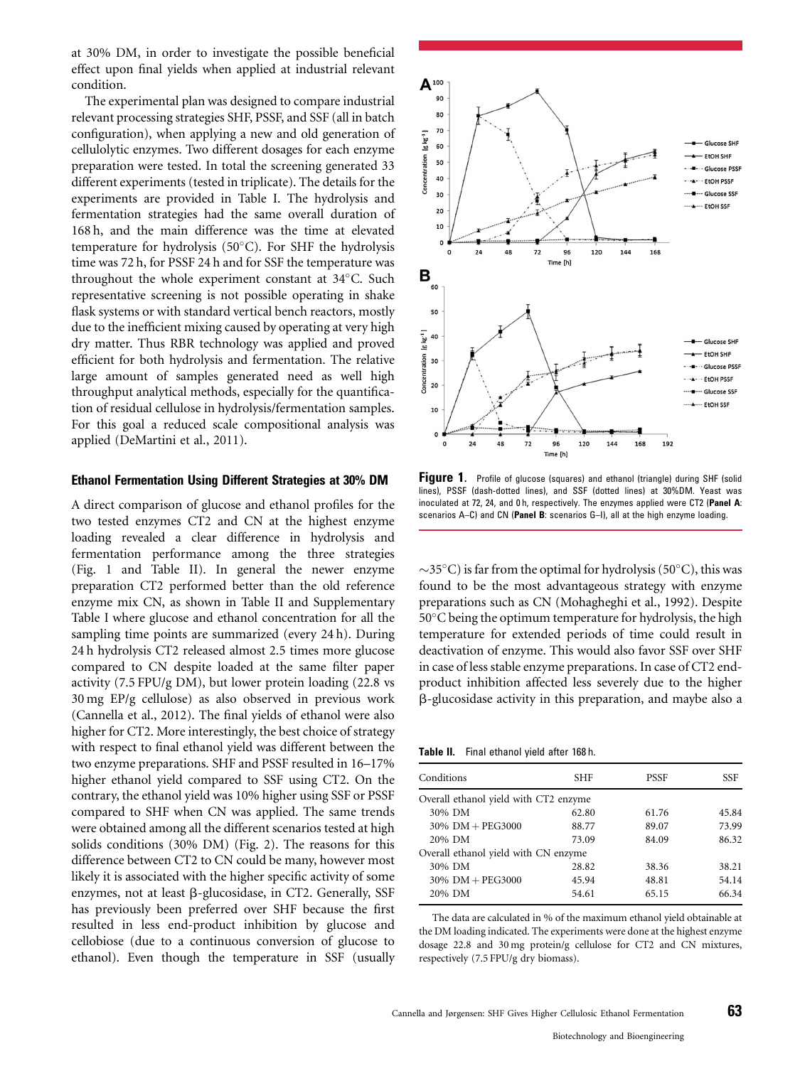at 30% DM, in order to investigate the possible beneficial effect upon final yields when applied at industrial relevant condition.

The experimental plan was designed to compare industrial relevant processing strategies SHF, PSSF, and SSF (all in batch configuration), when applying a new and old generation of cellulolytic enzymes. Two different dosages for each enzyme preparation were tested. In total the screening generated 33 different experiments (tested in triplicate). The details for the experiments are provided in Table I. The hydrolysis and fermentation strategies had the same overall duration of 168 h, and the main difference was the time at elevated temperature for hydrolysis (50°C). For SHF the hydrolysis time was 72 h, for PSSF 24 h and for SSF the temperature was throughout the whole experiment constant at 34°C. Such representative screening is not possible operating in shake flask systems or with standard vertical bench reactors, mostly due to the inefficient mixing caused by operating at very high dry matter. Thus RBR technology was applied and proved efficient for both hydrolysis and fermentation. The relative large amount of samples generated need as well high throughput analytical methods, especially for the quantification of residual cellulose in hydrolysis/fermentation samples. For this goal a reduced scale compositional analysis was applied (DeMartini et al., 2011).

### Ethanol Fermentation Using Different Strategies at 30% DM

A direct comparison of glucose and ethanol profiles for the two tested enzymes CT2 and CN at the highest enzyme loading revealed a clear difference in hydrolysis and fermentation performance among the three strategies (Fig. 1 and Table II). In general the newer enzyme preparation CT2 performed better than the old reference enzyme mix CN, as shown in Table II and Supplementary Table I where glucose and ethanol concentration for all the sampling time points are summarized (every 24 h). During 24 h hydrolysis CT2 released almost 2.5 times more glucose compared to CN despite loaded at the same filter paper activity (7.5 FPU/g DM), but lower protein loading (22.8 vs 30 mg EP/g cellulose) as also observed in previous work (Cannella et al., 2012). The final yields of ethanol were also higher for CT2. More interestingly, the best choice of strategy with respect to final ethanol yield was different between the two enzyme preparations. SHF and PSSF resulted in 16–17% higher ethanol yield compared to SSF using CT2. On the contrary, the ethanol yield was 10% higher using SSF or PSSF compared to SHF when CN was applied. The same trends were obtained among all the different scenarios tested at high solids conditions (30% DM) (Fig. 2). The reasons for this difference between CT2 to CN could be many, however most likely it is associated with the higher specific activity of some enzymes, not at least β-glucosidase, in CT2. Generally, SSF has previously been preferred over SHF because the first resulted in less end-product inhibition by glucose and cellobiose (due to a continuous conversion of glucose to ethanol). Even though the temperature in SSF (usually ~35°C) is far from the optimal for hydrolysis (50°C), this was found to be the most advantageous strategy with enzyme preparations such as CN (Mohagheghi et al., 1992). Despite 50°C being the optimum temperature for hydrolysis, the high temperature for extended periods of time could result in deactivation of enzyme. This would also favor SSF over SHF in case of less stable enzyme preparations. In case of CT2 end-product inhibition affected less severely due to the higher β-glucosidase activity in this preparation, and maybe also a

**Figure 1.** Profile of glucose (squares) and ethanol (triangle) during SHF (solid lines), PSSF (dash-dotted lines), and SSF (dotted lines) at 30%DM. Yeast was inoculated at 72, 24, and 0 h, respectively. The enzymes applied were CT2 (**Panel A**: scenarios A–C) and CN (**Panel B**: scenarios G–I), all at the high enzyme loading.

**Table II.** Final ethanol yield after 168 h.

| Conditions | SHF | PSSF | SSF |
|---|---|---|---|
| Overall ethanol yield with CT2 enzyme | | | |
| 30% DM | 62.80 | 61.76 | 45.84 |
| 30% DM + PEG3000 | 88.77 | 89.07 | 73.99 |
| 20% DM | 73.09 | 84.09 | 86.32 |
| Overall ethanol yield with CN enzyme | | | |
| 30% DM | 28.82 | 38.36 | 38.21 |
| 30% DM + PEG3000 | 45.94 | 48.81 | 54.14 |
| 20% DM | 54.61 | 65.15 | 66.34 |

The data are calculated in % of the maximum ethanol yield obtainable at the DM loading indicated. The experiments were done at the highest enzyme dosage 22.8 and 30 mg protein/g cellulose for CT2 and CN mixtures, respectively (7.5 FPU/g dry biomass).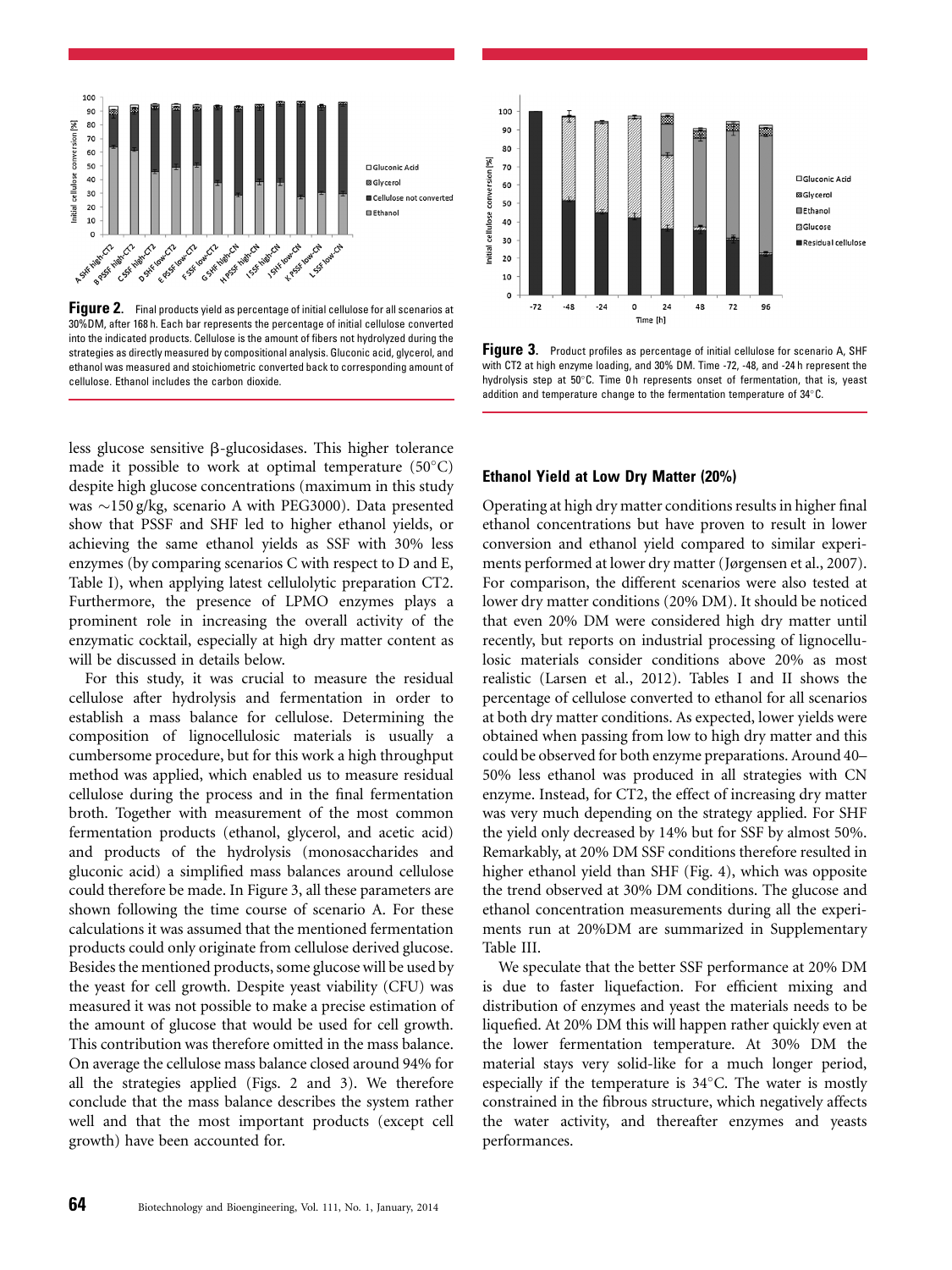**Figure 2.** Final products yield as percentage of initial cellulose for all scenarios at 30%DM, after 168 h. Each bar represents the percentage of initial cellulose converted into the indicated products. Cellulose is the amount of fibers not hydrolyzed during the strategies as directly measured by compositional analysis. Gluconic acid, glycerol, and ethanol was measured and stoichiometric converted back to corresponding amount of cellulose. Ethanol includes the carbon dioxide.

**Figure 3.** Product profiles as percentage of initial cellulose for scenario A, SHF with CT2 at high enzyme loading, and 30% DM. Time -72, -48, and -24 h represent the hydrolysis step at 50°C. Time 0 h represents onset of fermentation, that is, yeast addition and temperature change to the fermentation temperature of 34°C.

less glucose sensitive β-glucosidases. This higher tolerance made it possible to work at optimal temperature (50°C) despite high glucose concentrations (maximum in this study was ~150 g/kg, scenario A with PEG3000). Data presented show that PSSF and SHF led to higher ethanol yields, or achieving the same ethanol yields as SSF with 30% less enzymes (by comparing scenarios C with respect to D and E, Table I), when applying latest cellulolytic preparation CT2. Furthermore, the presence of LPMO enzymes plays a prominent role in increasing the overall activity of the enzymatic cocktail, especially at high dry matter content as will be discussed in details below.

For this study, it was crucial to measure the residual cellulose after hydrolysis and fermentation in order to establish a mass balance for cellulose. Determining the composition of lignocellulosic materials is usually a cumbersome procedure, but for this work a high throughput method was applied, which enabled us to measure residual cellulose during the process and in the final fermentation broth. Together with measurement of the most common fermentation products (ethanol, glycerol, and acetic acid) and products of the hydrolysis (monosaccharides and gluconic acid) a simplified mass balances around cellulose could therefore be made. In Figure 3, all these parameters are shown following the time course of scenario A. For these calculations it was assumed that the mentioned fermentation products could only originate from cellulose derived glucose. Besides the mentioned products, some glucose will be used by the yeast for cell growth. Despite yeast viability (CFU) was measured it was not possible to make a precise estimation of the amount of glucose that would be used for cell growth. This contribution was therefore omitted in the mass balance. On average the cellulose mass balance closed around 94% for all the strategies applied (Figs. 2 and 3). We therefore conclude that the mass balance describes the system rather well and that the most important products (except cell growth) have been accounted for.

### Ethanol Yield at Low Dry Matter (20%)

Operating at high dry matter conditions results in higher final ethanol concentrations but have proven to result in lower conversion and ethanol yield compared to similar experiments performed at lower dry matter (Jørgensen et al., 2007). For comparison, the different scenarios were also tested at lower dry matter conditions (20% DM). It should be noticed that even 20% DM were considered high dry matter until recently, but reports on industrial processing of lignocellulosic materials consider conditions above 20% as most realistic (Larsen et al., 2012). Tables I and II shows the percentage of cellulose converted to ethanol for all scenarios at both dry matter conditions. As expected, lower yields were obtained when passing from low to high dry matter and this could be observed for both enzyme preparations. Around 40–50% less ethanol was produced in all strategies with CN enzyme. Instead, for CT2, the effect of increasing dry matter was very much depending on the strategy applied. For SHF the yield only decreased by 14% but for SSF by almost 50%. Remarkably, at 20% DM SSF conditions therefore resulted in higher ethanol yield than SHF (Fig. 4), which was opposite the trend observed at 30% DM conditions. The glucose and ethanol concentration measurements during all the experiments run at 20%DM are summarized in Supplementary Table III.

We speculate that the better SSF performance at 20% DM is due to faster liquefaction. For efficient mixing and distribution of enzymes and yeast the materials needs to be liquefied. At 20% DM this will happen rather quickly even at the lower fermentation temperature. At 30% DM the material stays very solid-like for a much longer period, especially if the temperature is 34°C. The water is mostly constrained in the fibrous structure, which negatively affects the water activity, and thereafter enzymes and yeasts performances.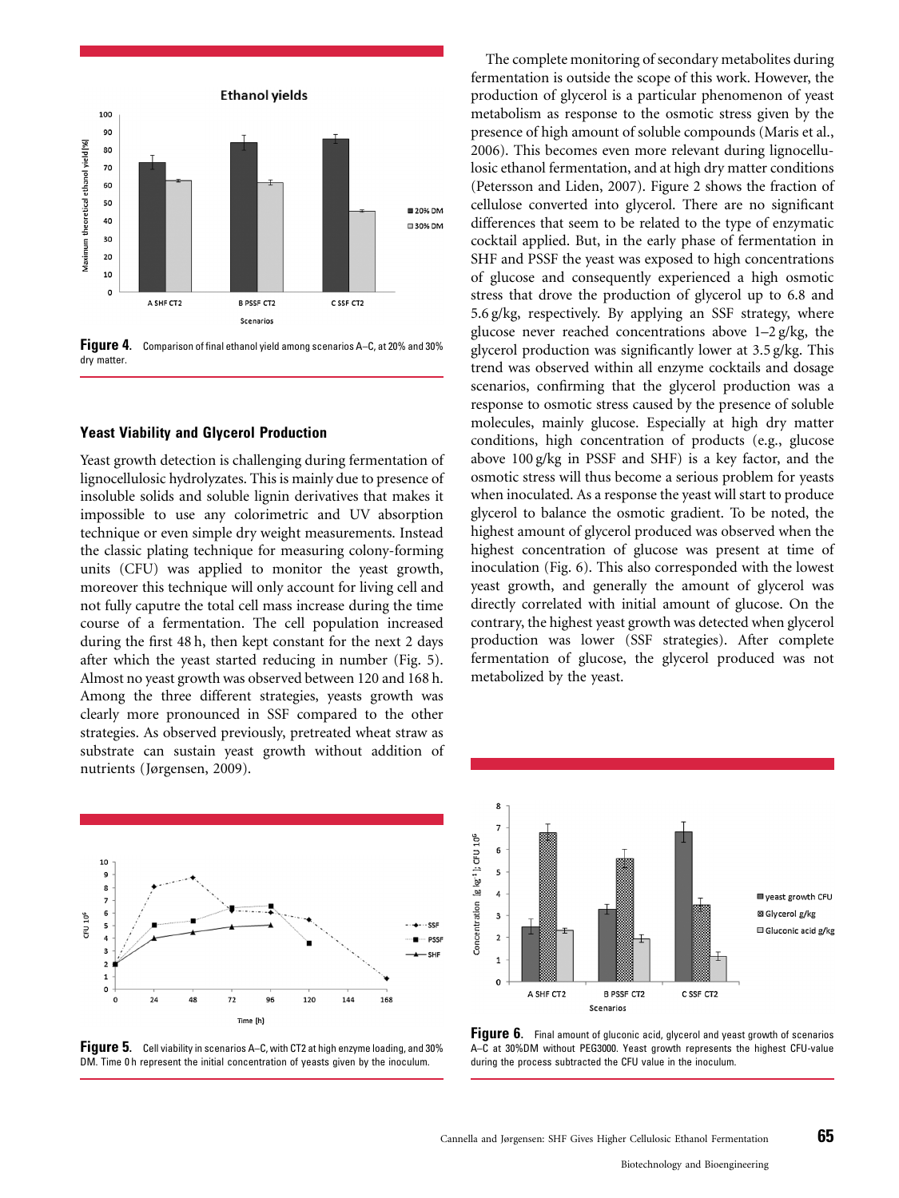Figure 4. Comparison of final ethanol yield among scenarios A–C, at 20% and 30% dry matter.

## Yeast Viability and Glycerol Production

Yeast growth detection is challenging during fermentation of lignocellulosic hydrolyzates. This is mainly due to presence of insoluble solids and soluble lignin derivatives that makes it impossible to use any colorimetric and UV absorption technique or even simple dry weight measurements. Instead the classic plating technique for measuring colony-forming units (CFU) was applied to monitor the yeast growth, moreover this technique will only account for living cell and not fully caputre the total cell mass increase during the time course of a fermentation. The cell population increased during the first 48 h, then kept constant for the next 2 days after which the yeast started reducing in number (Fig. 5). Almost no yeast growth was observed between 120 and 168 h. Among the three different strategies, yeasts growth was clearly more pronounced in SSF compared to the other strategies. As observed previously, pretreated wheat straw as substrate can sustain yeast growth without addition of nutrients (Jørgensen, 2009).

The complete monitoring of secondary metabolites during fermentation is outside the scope of this work. However, the production of glycerol is a particular phenomenon of yeast metabolism as response to the osmotic stress given by the presence of high amount of soluble compounds (Maris et al., 2006). This becomes even more relevant during lignocellulosic ethanol fermentation, and at high dry matter conditions (Petersson and Liden, 2007). Figure 2 shows the fraction of cellulose converted into glycerol. There are no significant differences that seem to be related to the type of enzymatic cocktail applied. But, in the early phase of fermentation in SHF and PSSF the yeast was exposed to high concentrations of glucose and consequently experienced a high osmotic stress that drove the production of glycerol up to 6.8 and 5.6 g/kg, respectively. By applying an SSF strategy, where glucose never reached concentrations above 1–2 g/kg, the glycerol production was significantly lower at 3.5 g/kg. This trend was observed within all enzyme cocktails and dosage scenarios, confirming that the glycerol production was a response to osmotic stress caused by the presence of soluble molecules, mainly glucose. Especially at high dry matter conditions, high concentration of products (e.g., glucose above 100 g/kg in PSSF and SHF) is a key factor, and the osmotic stress will thus become a serious problem for yeasts when inoculated. As a response the yeast will start to produce glycerol to balance the osmotic gradient. To be noted, the highest amount of glycerol produced was observed when the highest concentration of glucose was present at time of inoculation (Fig. 6). This also corresponded with the lowest yeast growth, and generally the amount of glycerol was directly correlated with initial amount of glucose. On the contrary, the highest yeast growth was detected when glycerol production was lower (SSF strategies). After complete fermentation of glucose, the glycerol produced was not metabolized by the yeast.

Figure 5. Cell viability in scenarios A–C, with CT2 at high enzyme loading, and 30% DM. Time 0 h represent the initial concentration of yeasts given by the inoculum.

Figure 6. Final amount of gluconic acid, glycerol and yeast growth of scenarios A–C at 30%DM without PEG3000. Yeast growth represents the highest CFU-value during the process subtracted the CFU value in the inoculum.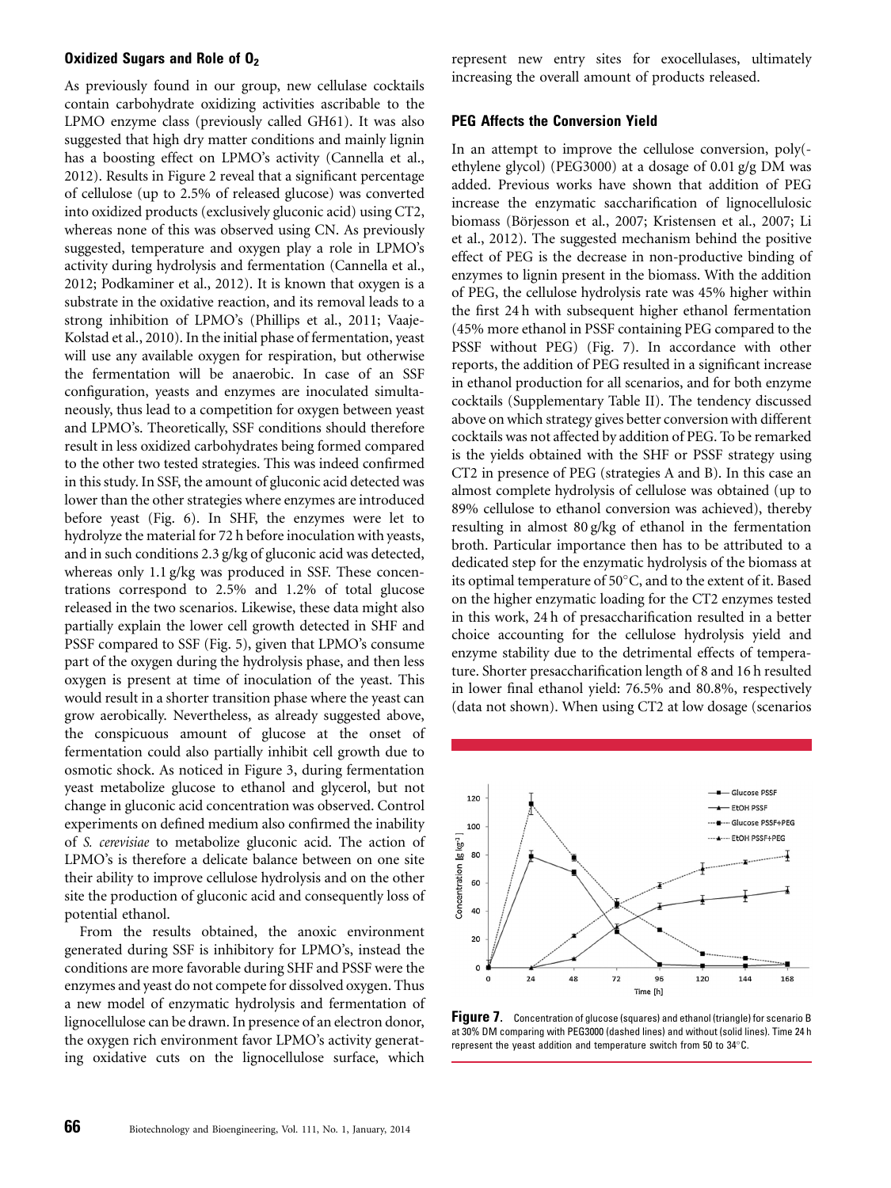### Oxidized Sugars and Role of $O_2$

As previously found in our group, new cellulase cocktails contain carbohydrate oxidizing activities ascribable to the LPMO enzyme class (previously called GH61). It was also suggested that high dry matter conditions and mainly lignin has a boosting effect on LPMO's activity (Cannella et al., 2012). Results in Figure 2 reveal that a significant percentage of cellulose (up to 2.5% of released glucose) was converted into oxidized products (exclusively gluconic acid) using CT2, whereas none of this was observed using CN. As previously suggested, temperature and oxygen play a role in LPMO's activity during hydrolysis and fermentation (Cannella et al., 2012; Podkaminer et al., 2012). It is known that oxygen is a substrate in the oxidative reaction, and its removal leads to a strong inhibition of LPMO's (Phillips et al., 2011; Vaaje-Kolstad et al., 2010). In the initial phase of fermentation, yeast will use any available oxygen for respiration, but otherwise the fermentation will be anaerobic. In case of an SSF configuration, yeasts and enzymes are inoculated simultaneously, thus lead to a competition for oxygen between yeast and LPMO's. Theoretically, SSF conditions should therefore result in less oxidized carbohydrates being formed compared to the other two tested strategies. This was indeed confirmed in this study. In SSF, the amount of gluconic acid detected was lower than the other strategies where enzymes are introduced before yeast (Fig. 6). In SHF, the enzymes were let to hydrolyze the material for 72 h before inoculation with yeasts, and in such conditions 2.3 g/kg of gluconic acid was detected, whereas only 1.1 g/kg was produced in SSF. These concentrations correspond to 2.5% and 1.2% of total glucose released in the two scenarios. Likewise, these data might also partially explain the lower cell growth detected in SHF and PSSF compared to SSF (Fig. 5), given that LPMO's consume part of the oxygen during the hydrolysis phase, and then less oxygen is present at time of inoculation of the yeast. This would result in a shorter transition phase where the yeast can grow aerobically. Nevertheless, as already suggested above, the conspicuous amount of glucose at the onset of fermentation could also partially inhibit cell growth due to osmotic shock. As noticed in Figure 3, during fermentation yeast metabolize glucose to ethanol and glycerol, but not change in gluconic acid concentration was observed. Control experiments on defined medium also confirmed the inability of *S. cerevisiae* to metabolize gluconic acid. The action of LPMO's is therefore a delicate balance between on one site their ability to improve cellulose hydrolysis and on the other site the production of gluconic acid and consequently loss of potential ethanol.

From the results obtained, the anoxic environment generated during SSF is inhibitory for LPMO's, instead the conditions are more favorable during SHF and PSSF were the enzymes and yeast do not compete for dissolved oxygen. Thus a new model of enzymatic hydrolysis and fermentation of lignocellulose can be drawn. In presence of an electron donor, the oxygen rich environment favor LPMO's activity generating oxidative cuts on the lignocellulose surface, which represent new entry sites for exocellulases, ultimately increasing the overall amount of products released.

### PEG Affects the Conversion Yield

In an attempt to improve the cellulose conversion, poly(ethylene glycol) (PEG3000) at a dosage of 0.01 g/g DM was added. Previous works have shown that addition of PEG increase the enzymatic saccharification of lignocellulosic biomass (Börjesson et al., 2007; Kristensen et al., 2007; Li et al., 2012). The suggested mechanism behind the positive effect of PEG is the decrease in non-productive binding of enzymes to lignin present in the biomass. With the addition of PEG, the cellulose hydrolysis rate was 45% higher within the first 24 h with subsequent higher ethanol fermentation (45% more ethanol in PSSF containing PEG compared to the PSSF without PEG) (Fig. 7). In accordance with other reports, the addition of PEG resulted in a significant increase in ethanol production for all scenarios, and for both enzyme cocktails (Supplementary Table II). The tendency discussed above on which strategy gives better conversion with different cocktails was not affected by addition of PEG. To be remarked is the yields obtained with the SHF or PSSF strategy using CT2 in presence of PEG (strategies A and B). In this case an almost complete hydrolysis of cellulose was obtained (up to 89% cellulose to ethanol conversion was achieved), thereby resulting in almost 80 g/kg of ethanol in the fermentation broth. Particular importance then has to be attributed to a dedicated step for the enzymatic hydrolysis of the biomass at its optimal temperature of 50°C, and to the extent of it. Based on the higher enzymatic loading for the CT2 enzymes tested in this work, 24 h of presaccharification resulted in a better choice accounting for the cellulose hydrolysis yield and enzyme stability due to the detrimental effects of temperature. Shorter presaccharification length of 8 and 16 h resulted in lower final ethanol yield: 76.5% and 80.8%, respectively (data not shown). When using CT2 at low dosage (scenarios

**Figure 7.** Concentration of glucose (squares) and ethanol (triangle) for scenario B at 30% DM comparing with PEG3000 (dashed lines) and without (solid lines). Time 24 h represent the yeast addition and temperature switch from 50 to 34°C.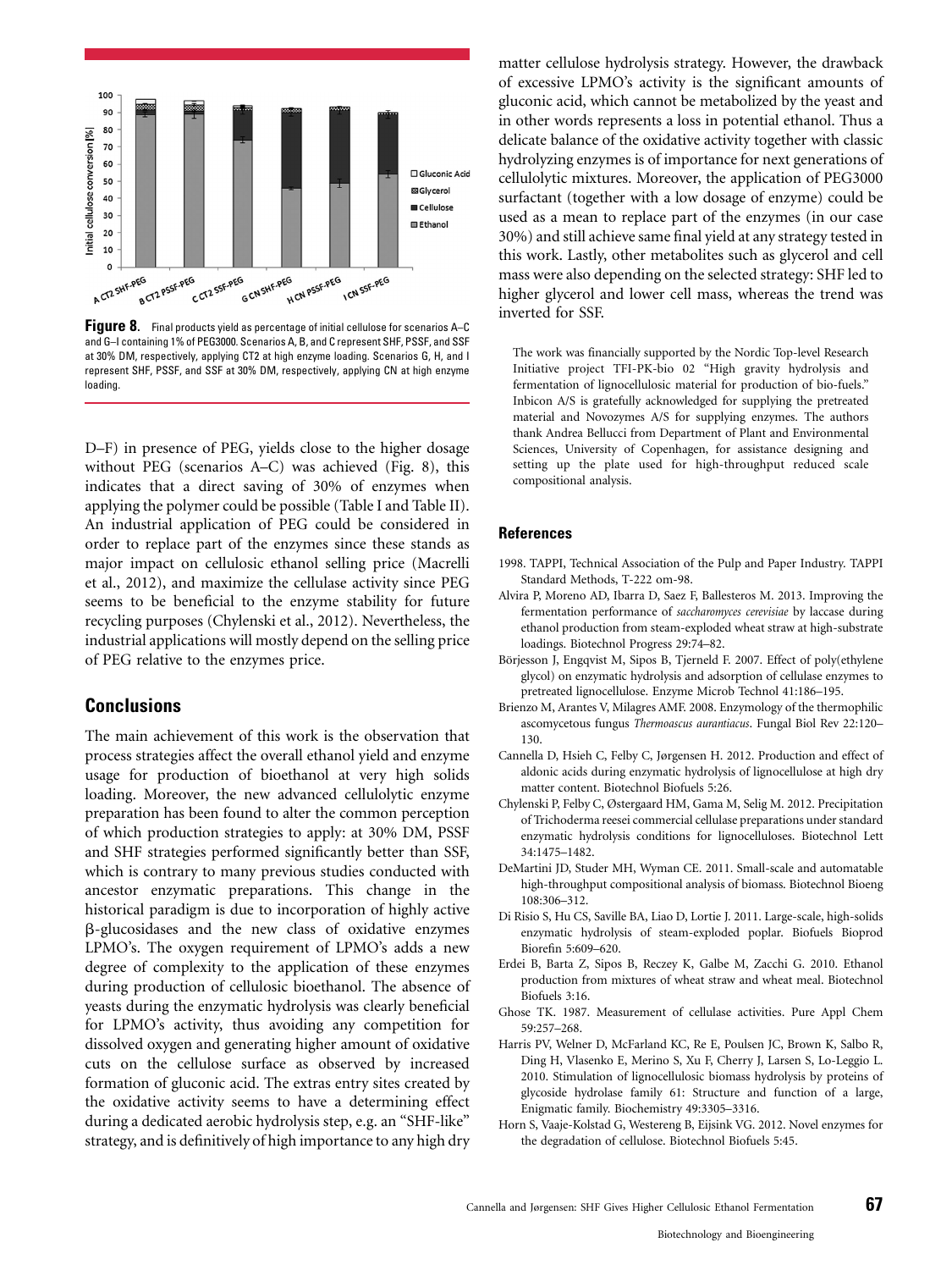**Figure 8.** Final products yield as percentage of initial cellulose for scenarios A–C and G–I containing 1% of PEG3000. Scenarios A, B, and C represent SHF, PSSF, and SSF at 30% DM, respectively, applying CT2 at high enzyme loading. Scenarios G, H, and I represent SHF, PSSF, and SSF at 30% DM, respectively, applying CN at high enzyme loading.

D–F) in presence of PEG, yields close to the higher dosage without PEG (scenarios A–C) was achieved (Fig. 8), this indicates that a direct saving of 30% of enzymes when applying the polymer could be possible (Table I and Table II). An industrial application of PEG could be considered in order to replace part of the enzymes since these stands as major impact on cellulosic ethanol selling price (Macrelli et al., 2012), and maximize the cellulase activity since PEG seems to be beneficial to the enzyme stability for future recycling purposes (Chylenski et al., 2012). Nevertheless, the industrial applications will mostly depend on the selling price of PEG relative to the enzymes price.

## Conclusions

The main achievement of this work is the observation that process strategies affect the overall ethanol yield and enzyme usage for production of bioethanol at very high solids loading. Moreover, the new advanced cellulolytic enzyme preparation has been found to alter the common perception of which production strategies to apply: at 30% DM, PSSF and SHF strategies performed significantly better than SSF, which is contrary to many previous studies conducted with ancestor enzymatic preparations. This change in the historical paradigm is due to incorporation of highly active β-glucosidases and the new class of oxidative enzymes LPMO's. The oxygen requirement of LPMO's adds a new degree of complexity to the application of these enzymes during production of cellulosic bioethanol. The absence of yeasts during the enzymatic hydrolysis was clearly beneficial for LPMO's activity, thus avoiding any competition for dissolved oxygen and generating higher amount of oxidative cuts on the cellulose surface as observed by increased formation of gluconic acid. The extras entry sites created by the oxidative activity seems to have a determining effect during a dedicated aerobic hydrolysis step, e.g. an "SHF-like" strategy, and is definitively of high importance to any high dry matter cellulose hydrolysis strategy. However, the drawback of excessive LPMO's activity is the significant amounts of gluconic acid, which cannot be metabolized by the yeast and in other words represents a loss in potential ethanol. Thus a delicate balance of the oxidative activity together with classic hydrolyzing enzymes is of importance for next generations of cellulolytic mixtures. Moreover, the application of PEG3000 surfactant (together with a low dosage of enzyme) could be used as a mean to replace part of the enzymes (in our case 30%) and still achieve same final yield at any strategy tested in this work. Lastly, other metabolites such as glycerol and cell mass were also depending on the selected strategy: SHF led to higher glycerol and lower cell mass, whereas the trend was inverted for SSF.

The work was financially supported by the Nordic Top-level Research Initiative project TFI-PK-bio 02 "High gravity hydrolysis and fermentation of lignocellulosic material for production of bio-fuels." Inbicon A/S is gratefully acknowledged for supplying the pretreated material and Novozymes A/S for supplying enzymes. The authors thank Andrea Bellucci from Department of Plant and Environmental Sciences, University of Copenhagen, for assistance designing and setting up the plate used for high-throughput reduced scale compositional analysis.

## References

1998. TAPPI, Technical Association of the Pulp and Paper Industry. TAPPI Standard Methods, T-222 om-98.

Alvira P, Moreno AD, Ibarra D, Saez F, Ballesteros M. 2013. Improving the fermentation performance of *saccharomyces cerevisiae* by laccase during ethanol production from steam-exploded wheat straw at high-substrate loadings. Biotechnol Progress 29:74–82.

Börjesson J, Engqvist M, Sipos B, Tjerneld F. 2007. Effect of poly(ethylene glycol) on enzymatic hydrolysis and adsorption of cellulase enzymes to pretreated lignocellulose. Enzyme Microb Technol 41:186–195.

Brienzo M, Arantes V, Milagres AMF. 2008. Enzymology of the thermophilic ascomycetous fungus *Thermoascus aurantiacus*. Fungal Biol Rev 22:120–130.

Cannella D, Hsieh C, Felby C, Jørgensen H. 2012. Production and effect of aldonic acids during enzymatic hydrolysis of lignocellulose at high dry matter content. Biotechnol Biofuels 5:26.

Chylenski P, Felby C, Østergaard HM, Gama M, Selig M. 2012. Precipitation of Trichoderma reesei commercial cellulase preparations under standard enzymatic hydrolysis conditions for lignocelluloses. Biotechnol Lett 34:1475–1482.

DeMartini JD, Studer MH, Wyman CE. 2011. Small-scale and automatable high-throughput compositional analysis of biomass. Biotechnol Bioeng 108:306–312.

Di Risio S, Hu CS, Saville BA, Liao D, Lortie J. 2011. Large-scale, high-solids enzymatic hydrolysis of steam-exploded poplar. Biofuels Bioprod Biorefin 5:609–620.

Erdei B, Barta Z, Sipos B, Reczey K, Galbe M, Zacchi G. 2010. Ethanol production from mixtures of wheat straw and wheat meal. Biotechnol Biofuels 3:16.

Ghose TK. 1987. Measurement of cellulase activities. Pure Appl Chem 59:257–268.

Harris PV, Welner D, McFarland KC, Re E, Poulsen JC, Brown K, Salbo R, Ding H, Vlasenko E, Merino S, Xu F, Cherry J, Larsen S, Lo-Leggio L. 2010. Stimulation of lignocellulosic biomass hydrolysis by proteins of glycoside hydrolase family 61: Structure and function of a large, Enigmatic family. Biochemistry 49:3305–3316.

Horn S, Vaaje-Kolstad G, Westereng B, Eijsink VG. 2012. Novel enzymes for the degradation of cellulose. Biotechnol Biofuels 5:45.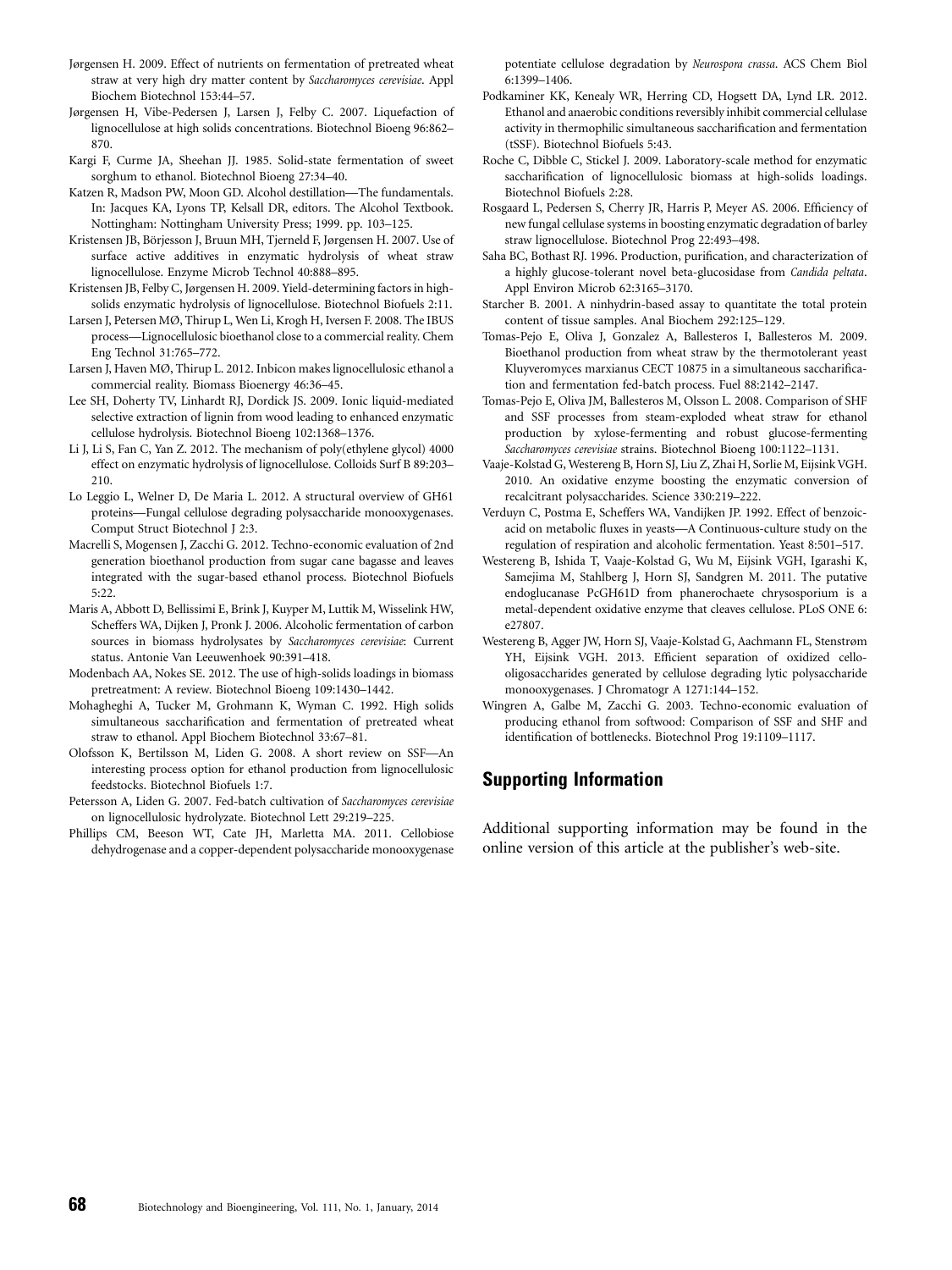Jørgensen H. 2009. Effect of nutrients on fermentation of pretreated wheat straw at very high dry matter content by *Saccharomyces cerevisiae*. Appl Biochem Biotechnol 153:44–57.

Jørgensen H, Vibe-Pedersen J, Larsen J, Felby C. 2007. Liquefaction of lignocellulose at high solids concentrations. Biotechnol Bioeng 96:862–870.

Kargi F, Curme JA, Sheehan JJ. 1985. Solid-state fermentation of sweet sorghum to ethanol. Biotechnol Bioeng 27:34–40.

Katzen R, Madson PW, Moon GD. Alcohol destillation—The fundamentals. In: Jacques KA, Lyons TP, Kelsall DR, editors. The Alcohol Textbook. Nottingham: Nottingham University Press; 1999. pp. 103–125.

Kristensen JB, Börjesson J, Bruun MH, Tjerneld F, Jørgensen H. 2007. Use of surface active additives in enzymatic hydrolysis of wheat straw lignocellulose. Enzyme Microb Technol 40:888–895.

Kristensen JB, Felby C, Jørgensen H. 2009. Yield-determining factors in high-solids enzymatic hydrolysis of lignocellulose. Biotechnol Biofuels 2:11.

Larsen J, Petersen MØ, Thirup L, Wen Li, Krogh H, Iversen F. 2008. The IBUS process—Lignocellulosic bioethanol close to a commercial reality. Chem Eng Technol 31:765–772.

Larsen J, Haven MØ, Thirup L. 2012. Inbicon makes lignocellulosic ethanol a commercial reality. Biomass Bioenergy 46:36–45.

Lee SH, Doherty TV, Linhardt RJ, Dordick JS. 2009. Ionic liquid-mediated selective extraction of lignin from wood leading to enhanced enzymatic cellulose hydrolysis. Biotechnol Bioeng 102:1368–1376.

Li J, Li S, Fan C, Yan Z. 2012. The mechanism of poly(ethylene glycol) 4000 effect on enzymatic hydrolysis of lignocellulose. Colloids Surf B 89:203–210.

Lo Leggio L, Welner D, De Maria L. 2012. A structural overview of GH61 proteins—Fungal cellulose degrading polysaccharide monooxygenases. Comput Struct Biotechnol J 2:3.

Macrelli S, Mogensen J, Zacchi G. 2012. Techno-economic evaluation of 2nd generation bioethanol production from sugar cane bagasse and leaves integrated with the sugar-based ethanol process. Biotechnol Biofuels 5:22.

Maris A, Abbott D, Bellissimi E, Brink J, Kuyper M, Luttik M, Wisselink HW, Scheffers WA, Dijken J, Pronk J. 2006. Alcoholic fermentation of carbon sources in biomass hydrolysates by *Saccharomyces cerevisiae*: Current status. Antonie Van Leeuwenhoek 90:391–418.

Modenbach AA, Nokes SE. 2012. The use of high-solids loadings in biomass pretreatment: A review. Biotechnol Bioeng 109:1430–1442.

Mohagheghi A, Tucker M, Grohmann K, Wyman C. 1992. High solids simultaneous saccharification and fermentation of pretreated wheat straw to ethanol. Appl Biochem Biotechnol 33:67–81.

Olofsson K, Bertilsson M, Liden G. 2008. A short review on SSF—An interesting process option for ethanol production from lignocellulosic feedstocks. Biotechnol Biofuels 1:7.

Petersson A, Liden G. 2007. Fed-batch cultivation of *Saccharomyces cerevisiae* on lignocellulosic hydrolyzate. Biotechnol Lett 29:219–225.

Phillips CM, Beeson WT, Cate JH, Marletta MA. 2011. Cellobiose dehydrogenase and a copper-dependent polysaccharide monooxygenase potentiate cellulose degradation by *Neurospora crassa*. ACS Chem Biol 6:1399–1406.

Podkaminer KK, Kenealy WR, Herring CD, Hogsett DA, Lynd LR. 2012. Ethanol and anaerobic conditions reversibly inhibit commercial cellulase activity in thermophilic simultaneous saccharification and fermentation (tSSF). Biotechnol Biofuels 5:43.

Roche C, Dibble C, Stickel J. 2009. Laboratory-scale method for enzymatic saccharification of lignocellulosic biomass at high-solids loadings. Biotechnol Biofuels 2:28.

Rosgaard L, Pedersen S, Cherry JR, Harris P, Meyer AS. 2006. Efficiency of new fungal cellulase systems in boosting enzymatic degradation of barley straw lignocellulose. Biotechnol Prog 22:493–498.

Saha BC, Bothast RJ. 1996. Production, purification, and characterization of a highly glucose-tolerant novel beta-glucosidase from *Candida peltata*. Appl Environ Microb 62:3165–3170.

Starcher B. 2001. A ninhydrin-based assay to quantitate the total protein content of tissue samples. Anal Biochem 292:125–129.

Tomas-Pejo E, Oliva J, Gonzalez A, Ballesteros I, Ballesteros M. 2009. Bioethanol production from wheat straw by the thermotolerant yeast Kluyveromyces marxianus CECT 10875 in a simultaneous saccharification and fermentation fed-batch process. Fuel 88:2142–2147.

Tomas-Pejo E, Oliva JM, Ballesteros M, Olsson L. 2008. Comparison of SHF and SSF processes from steam-exploded wheat straw for ethanol production by xylose-fermenting and robust glucose-fermenting *Saccharomyces cerevisiae* strains. Biotechnol Bioeng 100:1122–1131.

Vaaje-Kolstad G, Westereng B, Horn SJ, Liu Z, Zhai H, Sorlie M, Eijsink VGH. 2010. An oxidative enzyme boosting the enzymatic conversion of recalcitrant polysaccharides. Science 330:219–222.

Verduyn C, Postma E, Scheffers WA, Vandijken JP. 1992. Effect of benzoic-acid on metabolic fluxes in yeasts—A Continuous-culture study on the regulation of respiration and alcoholic fermentation. Yeast 8:501–517.

Westereng B, Ishida T, Vaaje-Kolstad G, Wu M, Eijsink VGH, Igarashi K, Samejima M, Stahlberg J, Horn SJ, Sandgren M. 2011. The putative endoglucanase PcGH61D from phanerochaete chrysosporium is a metal-dependent oxidative enzyme that cleaves cellulose. PLoS ONE 6: e27807.

Westereng B, Agger JW, Horn SJ, Vaaje-Kolstad G, Aachmann FL, Stenstrøm YH, Eijsink VGH. 2013. Efficient separation of oxidized cello-oligosaccharides generated by cellulose degrading lytic polysaccharide monooxygenases. J Chromatogr A 1271:144–152.

Wingren A, Galbe M, Zacchi G. 2003. Techno-economic evaluation of producing ethanol from softwood: Comparison of SSF and SHF and identification of bottlenecks. Biotechnol Prog 19:1109–1117.

## Supporting Information

Additional supporting information may be found in the online version of this article at the publisher's web-site.